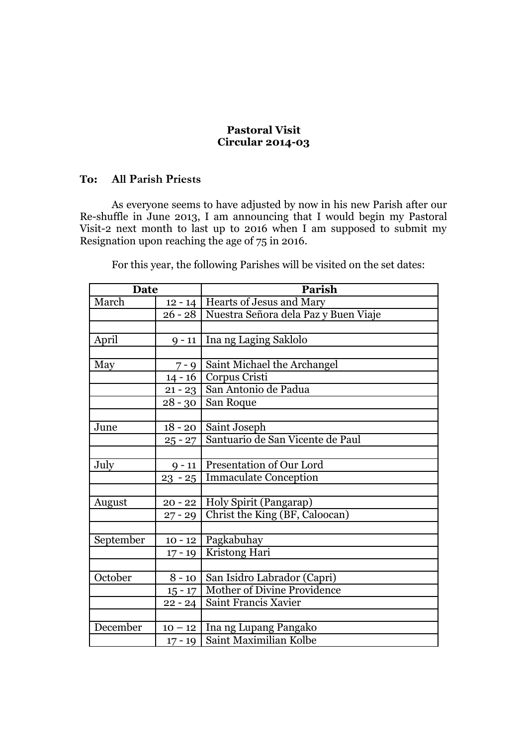**Pastoral Visit**
**Circular 2014-03**

**To: All Parish Priests**

As everyone seems to have adjusted by now in his new Parish after our Re-shuffle in June 2013, I am announcing that I would begin my Pastoral Visit-2 next month to last up to 2016 when I am supposed to submit my Resignation upon reaching the age of 75 in 2016.

For this year, the following Parishes will be visited on the set dates:

| Date | | Parish |
|---|---|---|
| March | 12 - 14 | Hearts of Jesus and Mary |
| | 26 - 28 | Nuestra Señora dela Paz y Buen Viaje |
| | | |
| April | 9 - 11 | Ina ng Laging Saklolo |
| | | |
| May | 7 - 9 | Saint Michael the Archangel |
| | 14 - 16 | Corpus Cristi |
| | 21 - 23 | San Antonio de Padua |
| | 28 - 30 | San Roque |
| | | |
| June | 18 - 20 | Saint Joseph |
| | 25 - 27 | Santuario de San Vicente de Paul |
| | | |
| July | 9 - 11 | Presentation of Our Lord |
| | 23 - 25 | Immaculate Conception |
| | | |
| August | 20 - 22 | Holy Spirit (Pangarap) |
| | 27 - 29 | Christ the King (BF, Caloocan) |
| | | |
| September | 10 - 12 | Pagkabuhay |
| | 17 - 19 | Kristong Hari |
| | | |
| October | 8 - 10 | San Isidro Labrador (Capri) |
| | 15 - 17 | Mother of Divine Providence |
| | 22 - 24 | Saint Francis Xavier |
| | | |
| December | 10 – 12 | Ina ng Lupang Pangako |
| | 17 - 19 | Saint Maximilian Kolbe |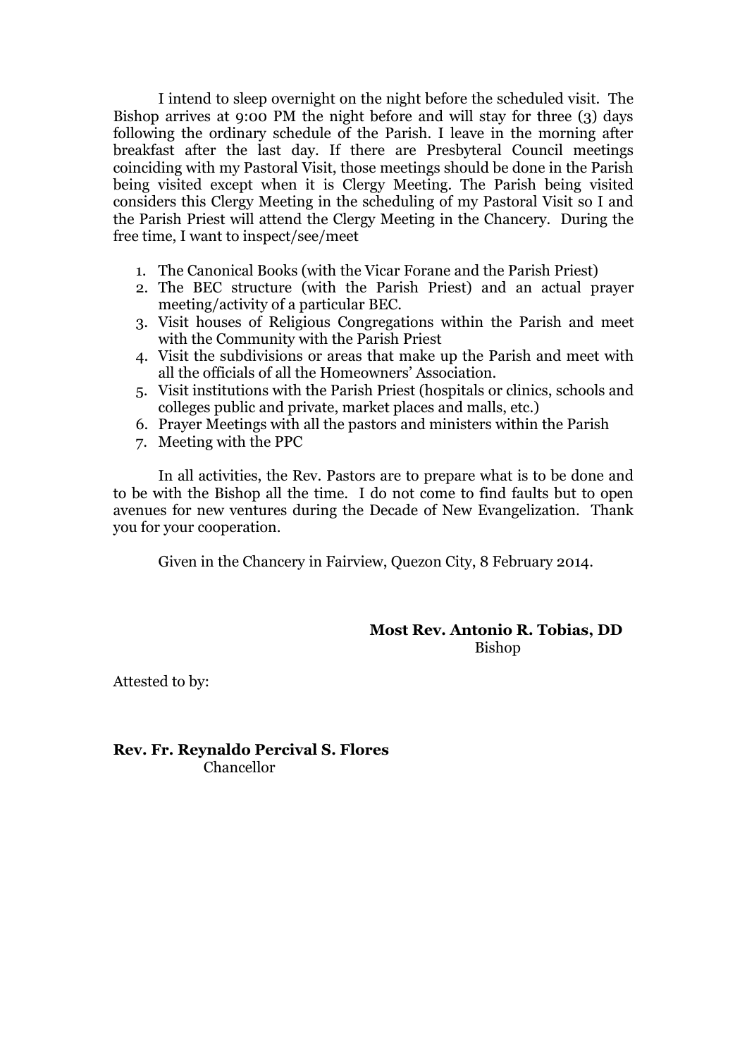I intend to sleep overnight on the night before the scheduled visit. The Bishop arrives at 9:00 PM the night before and will stay for three (3) days following the ordinary schedule of the Parish. I leave in the morning after breakfast after the last day. If there are Presbyteral Council meetings coinciding with my Pastoral Visit, those meetings should be done in the Parish being visited except when it is Clergy Meeting. The Parish being visited considers this Clergy Meeting in the scheduling of my Pastoral Visit so I and the Parish Priest will attend the Clergy Meeting in the Chancery. During the free time, I want to inspect/see/meet

1. The Canonical Books (with the Vicar Forane and the Parish Priest)
2. The BEC structure (with the Parish Priest) and an actual prayer meeting/activity of a particular BEC.
3. Visit houses of Religious Congregations within the Parish and meet with the Community with the Parish Priest
4. Visit the subdivisions or areas that make up the Parish and meet with all the officials of all the Homeowners' Association.
5. Visit institutions with the Parish Priest (hospitals or clinics, schools and colleges public and private, market places and malls, etc.)
6. Prayer Meetings with all the pastors and ministers within the Parish
7. Meeting with the PPC

In all activities, the Rev. Pastors are to prepare what is to be done and to be with the Bishop all the time. I do not come to find faults but to open avenues for new ventures during the Decade of New Evangelization. Thank you for your cooperation.

Given in the Chancery in Fairview, Quezon City, 8 February 2014.

**Most Rev. Antonio R. Tobias, DD**
Bishop

Attested to by:

**Rev. Fr. Reynaldo Percival S. Flores**
Chancellor